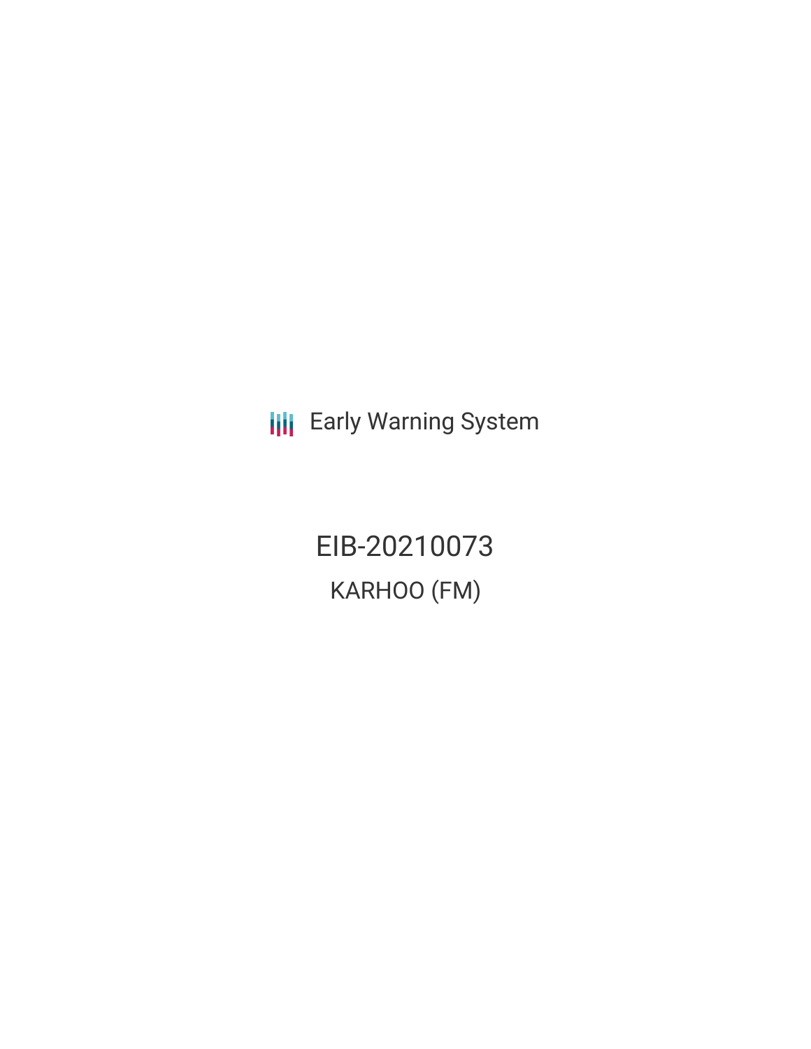Early Warning System

# EIB-20210073

## KARHOO (FM)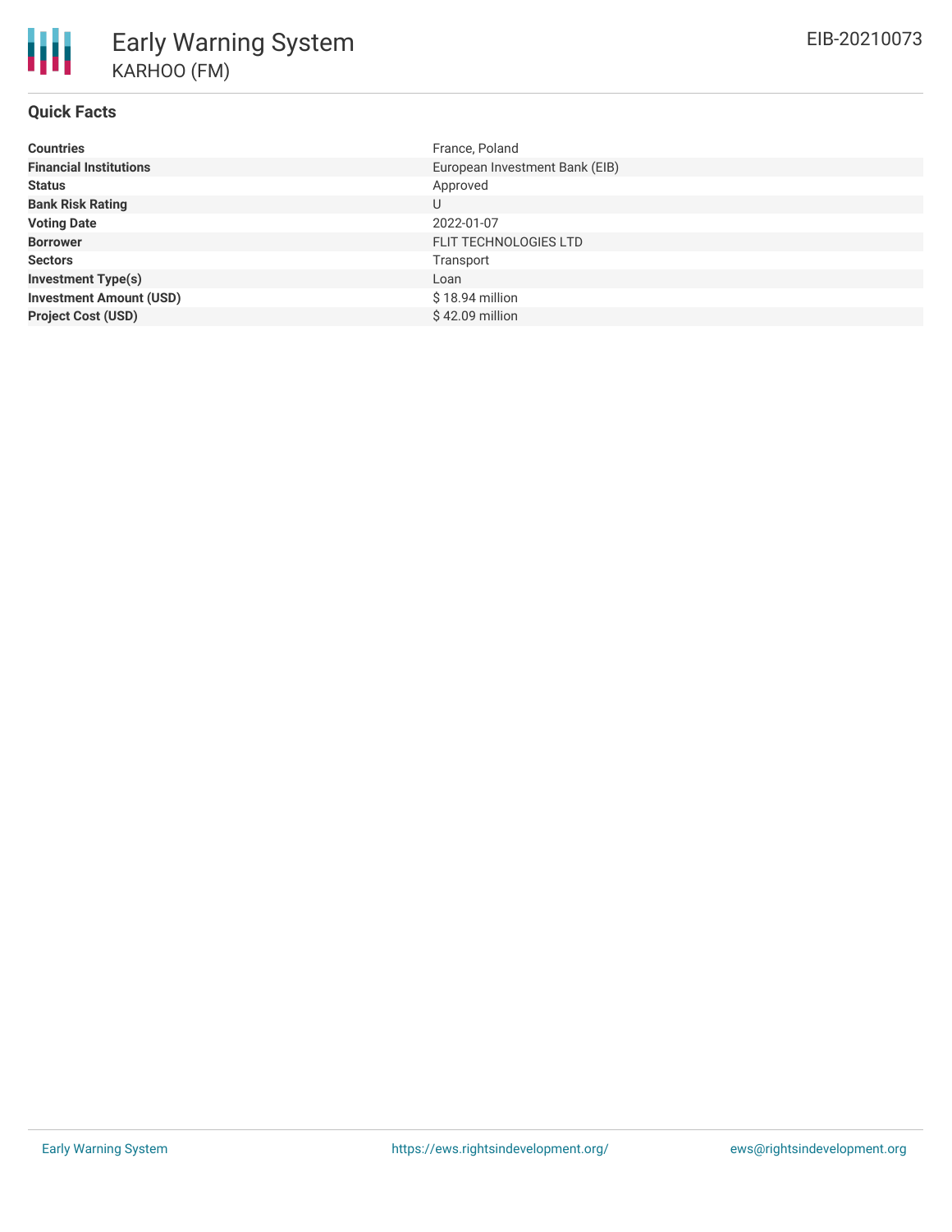# Early Warning System

## KARHOO (FM)

EIB-20210073

### Quick Facts

| | |
|---|---|
| **Countries** | France, Poland |
| **Financial Institutions** | European Investment Bank (EIB) |
| **Status** | Approved |
| **Bank Risk Rating** | U |
| **Voting Date** | 2022-01-07 |
| **Borrower** | FLIT TECHNOLOGIES LTD |
| **Sectors** | Transport |
| **Investment Type(s)** | Loan |
| **Investment Amount (USD)** | $ 18.94 million |
| **Project Cost (USD)** | $ 42.09 million |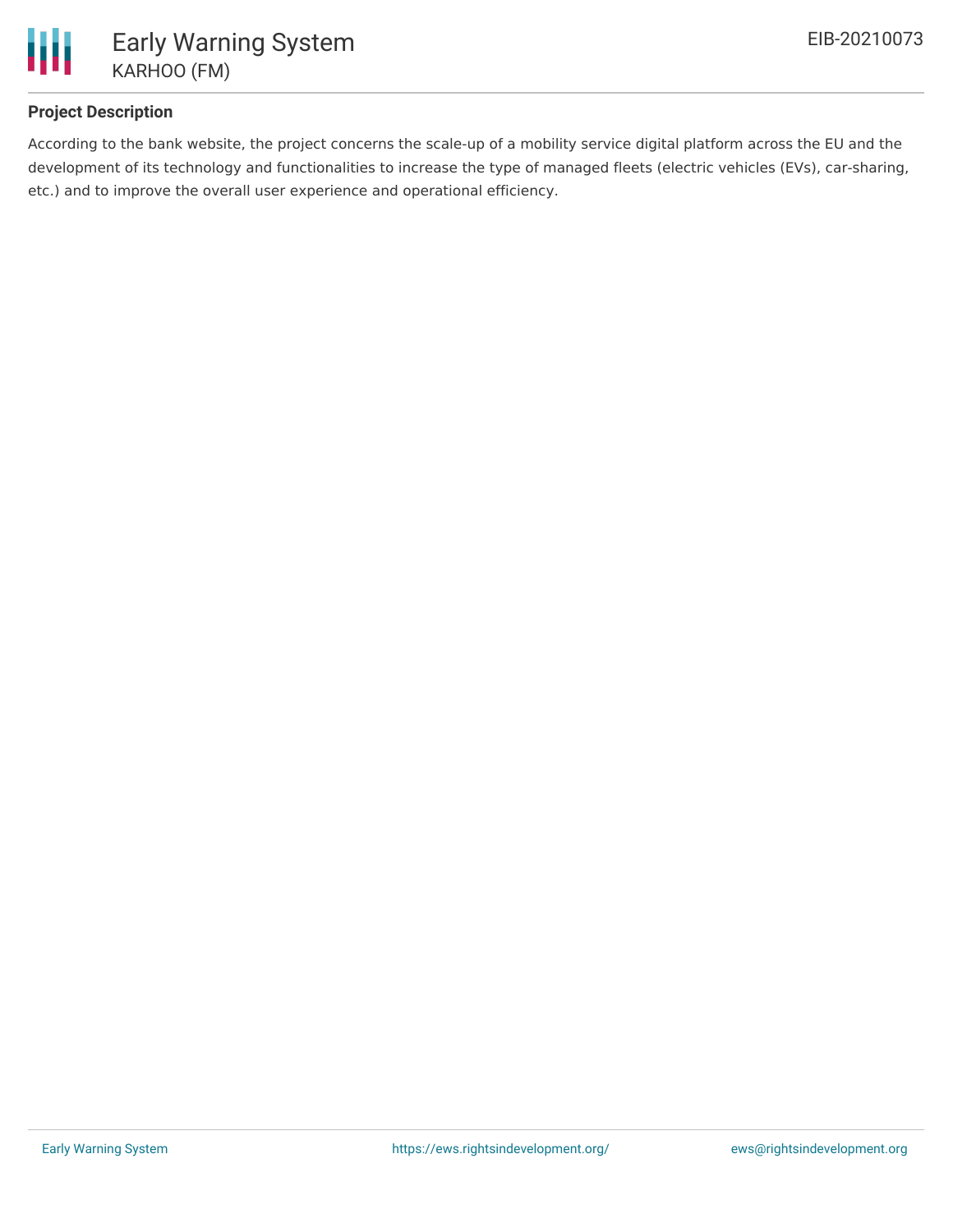## Project Description

According to the bank website, the project concerns the scale-up of a mobility service digital platform across the EU and the development of its technology and functionalities to increase the type of managed fleets (electric vehicles (EVs), car-sharing, etc.) and to improve the overall user experience and operational efficiency.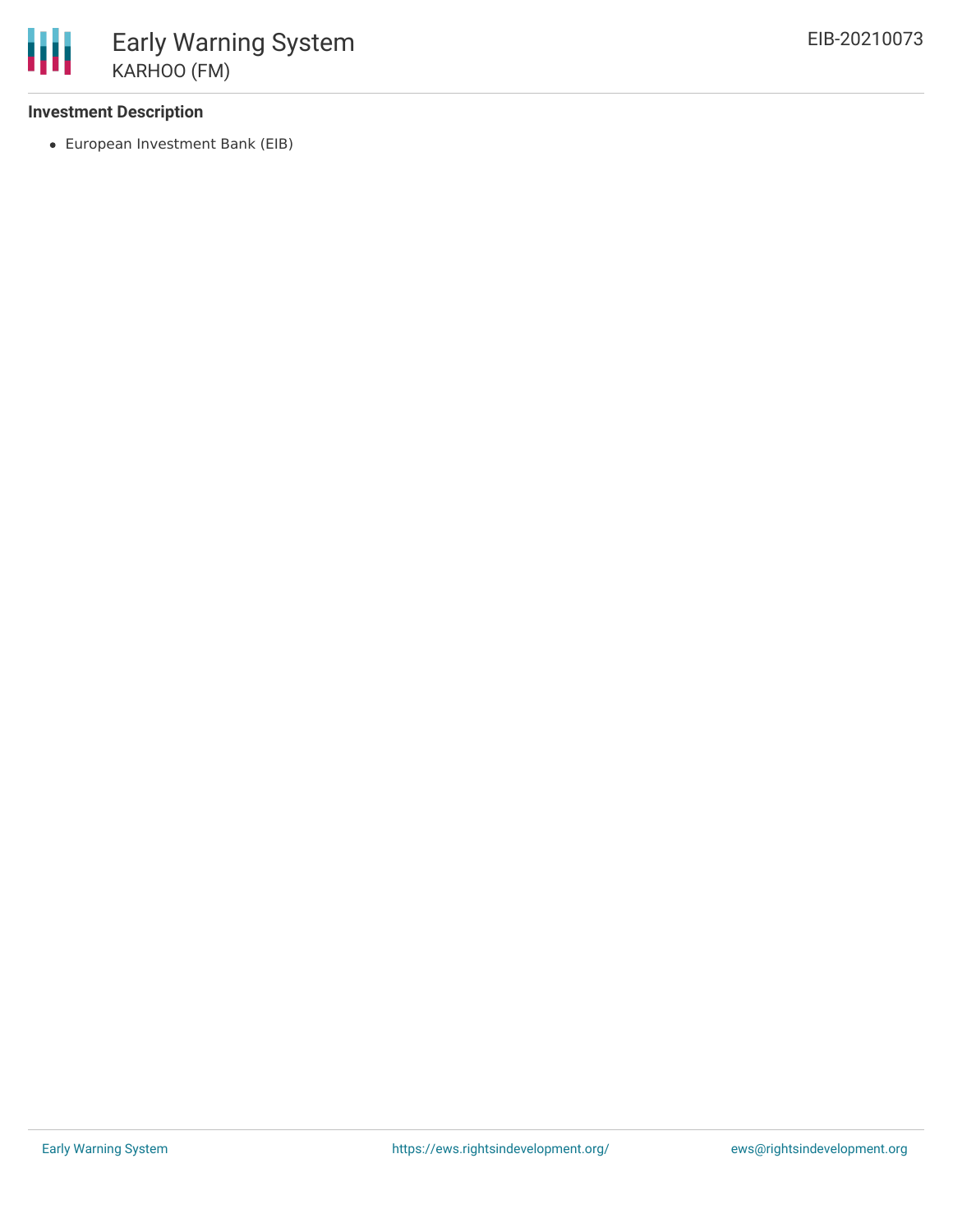**Investment Description**

- European Investment Bank (EIB)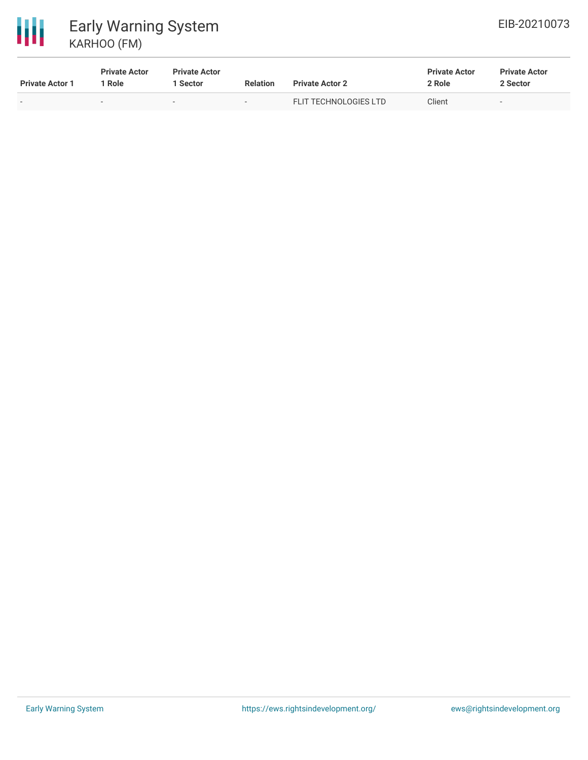| Private Actor 1 | Private Actor 1 Role | Private Actor 1 Sector | Relation | Private Actor 2 | Private Actor 2 Role | Private Actor 2 Sector |
|---|---|---|---|---|---|---|
| - | - | - | - | FLIT TECHNOLOGIES LTD | Client | - |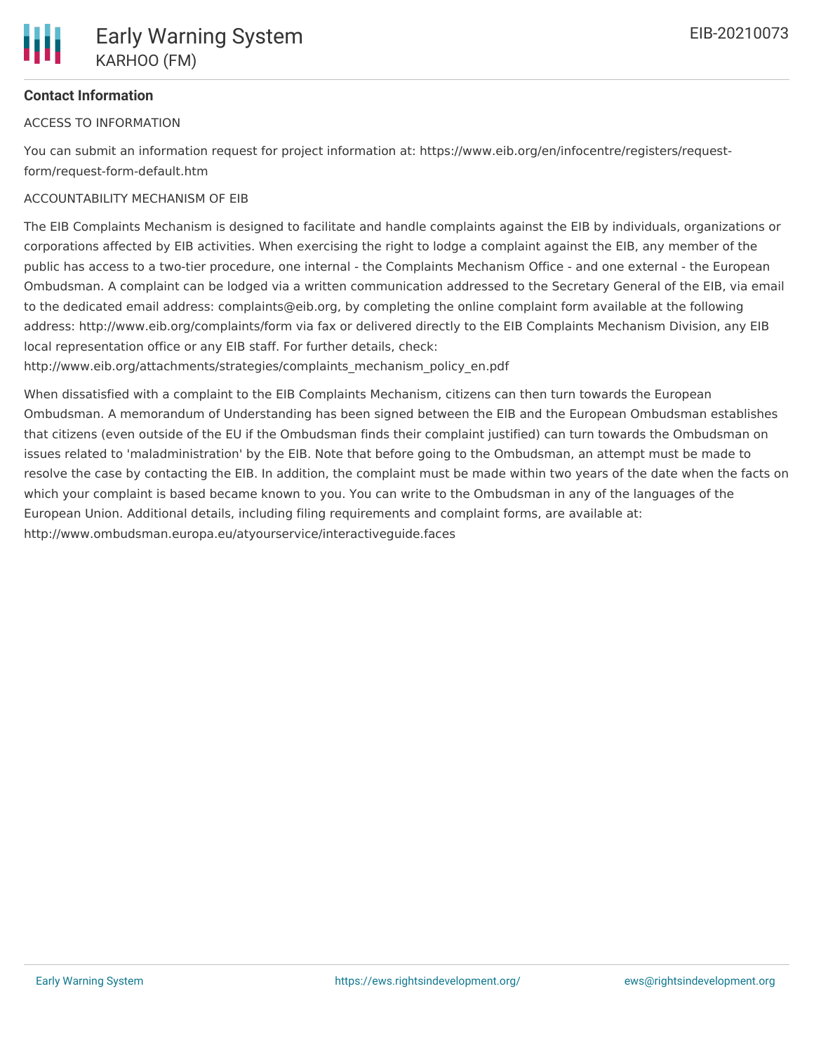**Contact Information**

ACCESS TO INFORMATION

You can submit an information request for project information at: https://www.eib.org/en/infocentre/registers/request-form/request-form-default.htm

ACCOUNTABILITY MECHANISM OF EIB

The EIB Complaints Mechanism is designed to facilitate and handle complaints against the EIB by individuals, organizations or corporations affected by EIB activities. When exercising the right to lodge a complaint against the EIB, any member of the public has access to a two-tier procedure, one internal - the Complaints Mechanism Office - and one external - the European Ombudsman. A complaint can be lodged via a written communication addressed to the Secretary General of the EIB, via email to the dedicated email address: complaints@eib.org, by completing the online complaint form available at the following address: http://www.eib.org/complaints/form via fax or delivered directly to the EIB Complaints Mechanism Division, any EIB local representation office or any EIB staff. For further details, check: http://www.eib.org/attachments/strategies/complaints_mechanism_policy_en.pdf

When dissatisfied with a complaint to the EIB Complaints Mechanism, citizens can then turn towards the European Ombudsman. A memorandum of Understanding has been signed between the EIB and the European Ombudsman establishes that citizens (even outside of the EU if the Ombudsman finds their complaint justified) can turn towards the Ombudsman on issues related to 'maladministration' by the EIB. Note that before going to the Ombudsman, an attempt must be made to resolve the case by contacting the EIB. In addition, the complaint must be made within two years of the date when the facts on which your complaint is based became known to you. You can write to the Ombudsman in any of the languages of the European Union. Additional details, including filing requirements and complaint forms, are available at: http://www.ombudsman.europa.eu/atyourservice/interactiveguide.faces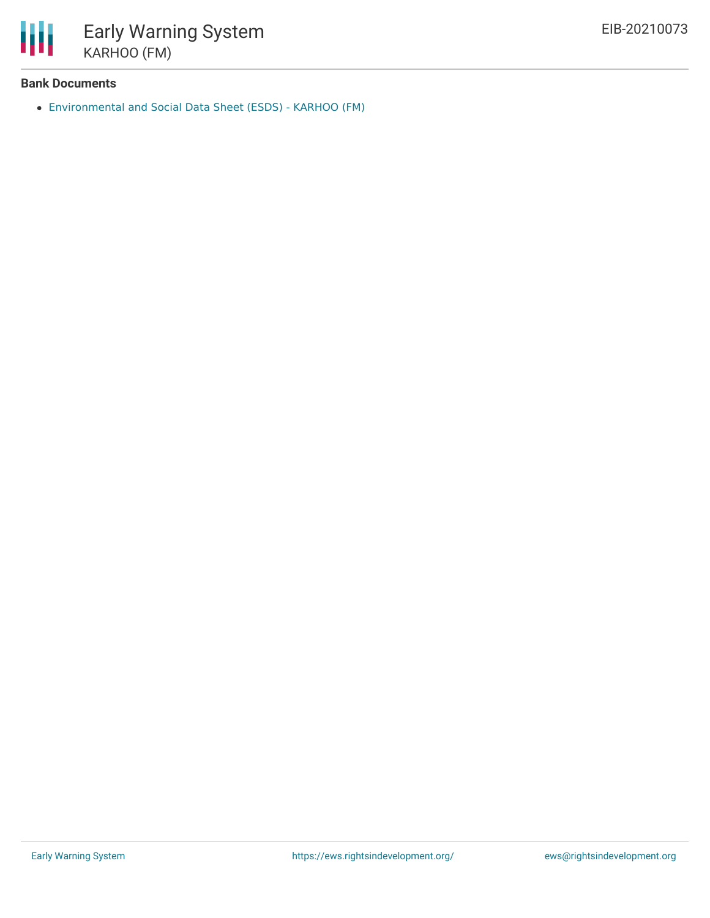**Bank Documents**

- Environmental and Social Data Sheet (ESDS) - KARHOO (FM)